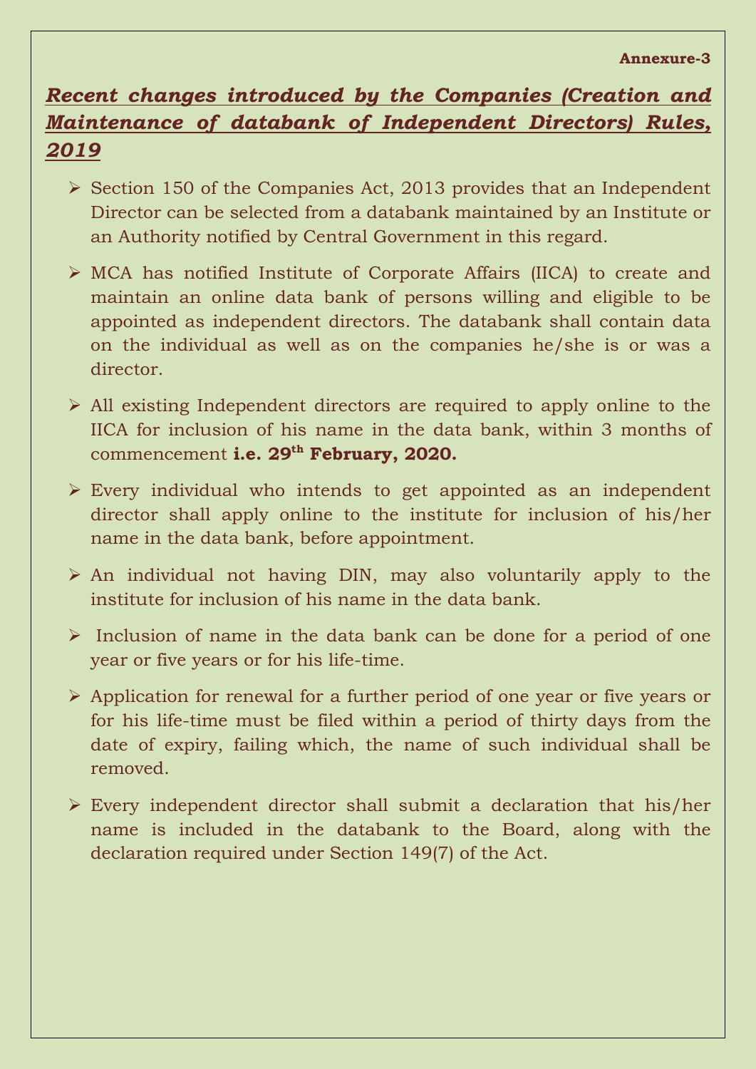**Annexure-3**

## ***Recent changes introduced by the Companies (Creation and Maintenance of databank of Independent Directors) Rules, 2019***

- Section 150 of the Companies Act, 2013 provides that an Independent Director can be selected from a databank maintained by an Institute or an Authority notified by Central Government in this regard.
- MCA has notified Institute of Corporate Affairs (IICA) to create and maintain an online data bank of persons willing and eligible to be appointed as independent directors. The databank shall contain data on the individual as well as on the companies he/she is or was a director.
- All existing Independent directors are required to apply online to the IICA for inclusion of his name in the data bank, within 3 months of commencement **i.e. 29th February, 2020.**
- Every individual who intends to get appointed as an independent director shall apply online to the institute for inclusion of his/her name in the data bank, before appointment.
- An individual not having DIN, may also voluntarily apply to the institute for inclusion of his name in the data bank.
- Inclusion of name in the data bank can be done for a period of one year or five years or for his life-time.
- Application for renewal for a further period of one year or five years or for his life-time must be filed within a period of thirty days from the date of expiry, failing which, the name of such individual shall be removed.
- Every independent director shall submit a declaration that his/her name is included in the databank to the Board, along with the declaration required under Section 149(7) of the Act.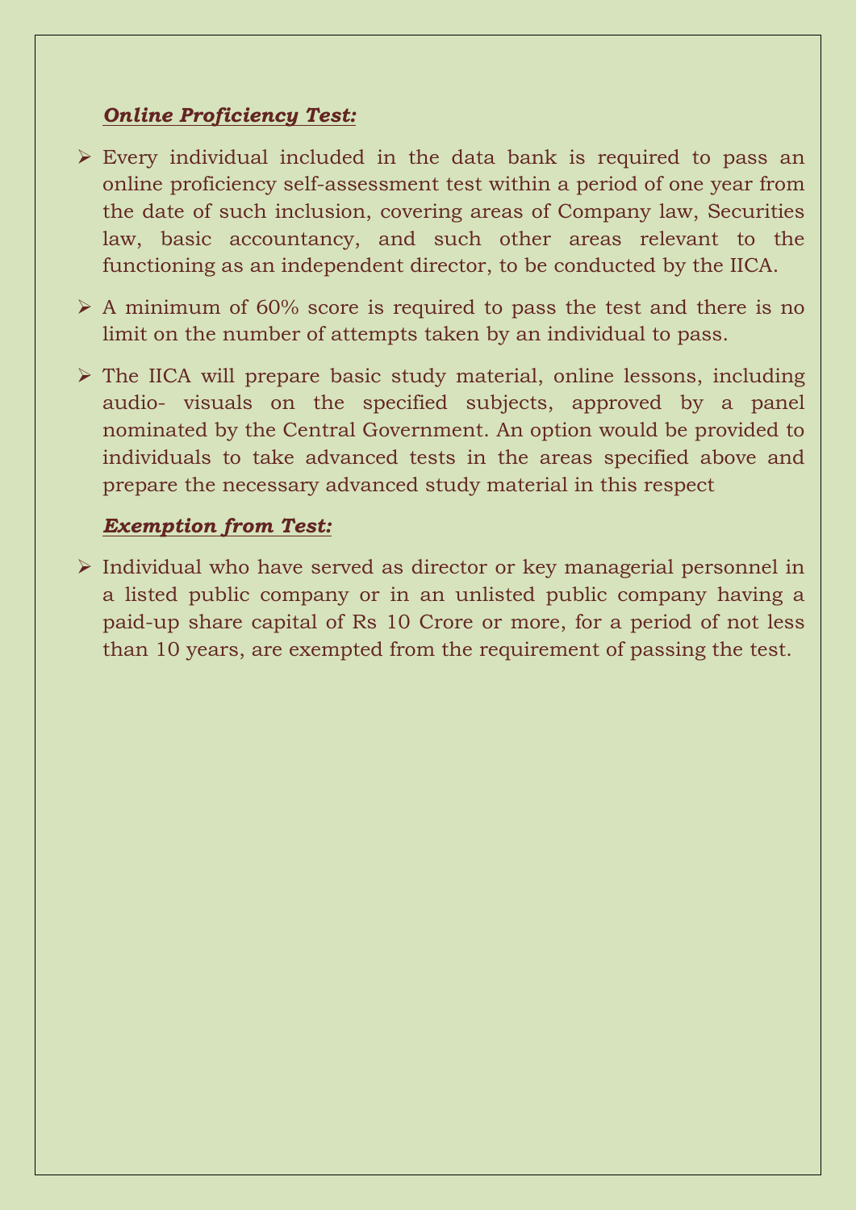***Online Proficiency Test:***

- Every individual included in the data bank is required to pass an online proficiency self-assessment test within a period of one year from the date of such inclusion, covering areas of Company law, Securities law, basic accountancy, and such other areas relevant to the functioning as an independent director, to be conducted by the IICA.
- A minimum of 60% score is required to pass the test and there is no limit on the number of attempts taken by an individual to pass.
- The IICA will prepare basic study material, online lessons, including audio- visuals on the specified subjects, approved by a panel nominated by the Central Government. An option would be provided to individuals to take advanced tests in the areas specified above and prepare the necessary advanced study material in this respect

***Exemption from Test:***

- Individual who have served as director or key managerial personnel in a listed public company or in an unlisted public company having a paid-up share capital of Rs 10 Crore or more, for a period of not less than 10 years, are exempted from the requirement of passing the test.